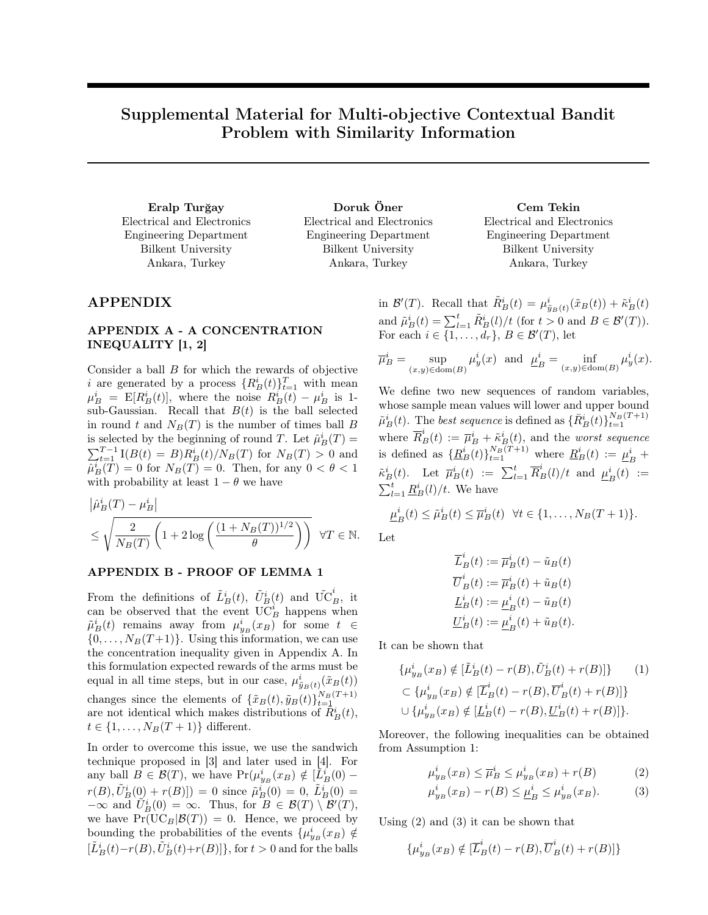# Supplemental Material for Multi-objective Contextual Bandit Problem with Similarity Information

**Eralp Turğay**
Electrical and Electronics Engineering Department
Bilkent University
Ankara, Turkey

**Doruk Öner**
Electrical and Electronics Engineering Department
Bilkent University
Ankara, Turkey

**Cem Tekin**
Electrical and Electronics Engineering Department
Bilkent University
Ankara, Turkey

## APPENDIX

### APPENDIX A - A CONCENTRATION INEQUALITY [1, 2]

Consider a ball $B$ for which the rewards of objective $i$ are generated by a process $\{R_B^i(t)\}_{t=1}^T$ with mean $\mu_B^i = \mathrm{E}[R_B^i(t)]$, where the noise $R_B^i(t) - \mu_B^i$ is 1-sub-Gaussian. Recall that $B(t)$ is the ball selected in round $t$ and $N_B(T)$ is the number of times ball $B$ is selected by the beginning of round $T$. Let $\hat{\mu}_B^i(T) = \sum_{t=1}^{T-1} \mathrm{I}(B(t) = B) R_B^i(t)/N_B(T)$ for $N_B(T) > 0$ and $\hat{\mu}_B^i(T) = 0$ for $N_B(T) = 0$. Then, for any $0 < \theta < 1$ with probability at least $1 - \theta$ we have

$$
\begin{aligned}
&\left|\hat{\mu}_B^i(T) - \mu_B^i\right| \\
&\leq \sqrt{\frac{2}{N_B(T)}\left(1 + 2\log\left(\frac{(1+N_B(T))^{1/2}}{\theta}\right)\right)} \quad \forall T \in \mathbb{N}.
\end{aligned}
$$

### APPENDIX B - PROOF OF LEMMA 1

From the definitions of $\tilde{L}_B^i(t)$, $\tilde{U}_B^i(t)$ and $\tilde{\mathrm{UC}}_B^i$, it can be observed that the event $\mathrm{UC}_B^i$ happens when $\tilde{\mu}_B^i(t)$ remains away from $\mu_{y_B}^i(x_B)$ for some $t \in \{0, \ldots, N_B(T+1)\}$. Using this information, we can use the concentration inequality given in Appendix A. In this formulation expected rewards of the arms must be equal in all time steps, but in our case, $\mu_{\tilde{y}_B(t)}^i(\tilde{x}_B(t))$ changes since the elements of $\{\tilde{x}_B(t), \tilde{y}_B(t)\}_{t=1}^{N_B(T+1)}$ are not identical which makes distributions of $\tilde{R}_B^i(t)$, $t \in \{1, \ldots, N_B(T+1)\}$ different.

In order to overcome this issue, we use the sandwich technique proposed in [3] and later used in [4]. For any ball $B \in \mathcal{B}(T)$, we have $\Pr(\mu_{y_B}^i(x_B) \notin [\tilde{L}_B^i(0) - r(B), \tilde{U}_B^i(0) + r(B)]) = 0$ since $\tilde{\mu}_B^i(0) = 0$, $\tilde{L}_B^i(0) = -\infty$ and $\tilde{U}_B^i(0) = \infty$. Thus, for $B \in \mathcal{B}(T) \setminus \mathcal{B}'(T)$, we have $\Pr(\mathrm{UC}_B|\mathcal{B}(T)) = 0$. Hence, we proceed by bounding the probabilities of the events $\{\mu_{y_B}^i(x_B) \notin [\tilde{L}_B^i(t) - r(B), \tilde{U}_B^i(t) + r(B)]\}$, for $t > 0$ and for the balls in $\mathcal{B}'(T)$. Recall that $\tilde{R}_B^i(t) = \mu_{\tilde{y}_B(t)}^i(\tilde{x}_B(t)) + \tilde{\kappa}_B^i(t)$ and $\tilde{\mu}_B^i(t) = \sum_{l=1}^t \tilde{R}_B^i(l)/t$ (for $t > 0$ and $B \in \mathcal{B}'(T)$). For each $i \in \{1, \ldots, d_r\}$, $B \in \mathcal{B}'(T)$, let

$$
\overline{\mu}_B^i = \sup_{(x,y) \in \mathrm{dom}(B)} \mu_y^i(x) \quad \text{and} \quad \underline{\mu}_B^i = \inf_{(x,y) \in \mathrm{dom}(B)} \mu_y^i(x).
$$

We define two new sequences of random variables, whose sample mean values will lower and upper bound $\tilde{\mu}_B^i(t)$. The *best sequence* is defined as $\{\bar{R}_B^i(t)\}_{t=1}^{N_B(T+1)}$ where $\overline{R}_B^i(t) := \overline{\mu}_B^i + \tilde{\kappa}_B^i(t)$, and the *worst sequence* is defined as $\{\underline{R}_B^i(t)\}_{t=1}^{N_B(T+1)}$ where $\underline{R}_B^i(t) := \underline{\mu}_B^i + \tilde{\kappa}_B^i(t)$. Let $\overline{\mu}_B^i(t) := \sum_{l=1}^t \overline{R}_B^i(l)/t$ and $\underline{\mu}_B^i(t) := \sum_{l=1}^t \underline{R}_B^i(l)/t$. We have

$$
\underline{\mu}_B^i(t) \leq \tilde{\mu}_B^i(t) \leq \overline{\mu}_B^i(t) \quad \forall t \in \{1, \ldots, N_B(T+1)\}.
$$

Let

$$
\begin{aligned}
\overline{L}_B^i(t) &:= \overline{\mu}_B^i(t) - \tilde{u}_B(t) \\
\overline{U}_B^i(t) &:= \overline{\mu}_B^i(t) + \tilde{u}_B(t) \\
\underline{L}_B^i(t) &:= \underline{\mu}_B^i(t) - \tilde{u}_B(t) \\
\underline{U}_B^i(t) &:= \underline{\mu}_B^i(t) + \tilde{u}_B(t).
\end{aligned}
$$

It can be shown that

$$
\begin{aligned}
&\{\mu_{y_B}^i(x_B) \notin [\tilde{L}_B^i(t) - r(B), \tilde{U}_B^i(t) + r(B)]\} \qquad (1) \\
&\subset \{\mu_{y_B}^i(x_B) \notin [\overline{L}_B^i(t) - r(B), \overline{U}_B^i(t) + r(B)]\} \\
&\cup \{\mu_{y_B}^i(x_B) \notin [\underline{L}_B^i(t) - r(B), \underline{U}_B^i(t) + r(B)]\}.
\end{aligned}
$$

Moreover, the following inequalities can be obtained from Assumption 1:

$$
\mu_{y_B}^i(x_B) \leq \overline{\mu}_B^i \leq \mu_{y_B}^i(x_B) + r(B) \qquad (2)
$$

$$
\mu_{y_B}^i(x_B) - r(B) \leq \underline{\mu}_B^i \leq \mu_{y_B}^i(x_B). \qquad (3)
$$

Using (2) and (3) it can be shown that

$$
\{\mu_{y_B}^i(x_B) \notin [\overline{L}_B^i(t) - r(B), \overline{U}_B^i(t) + r(B)]\}
$$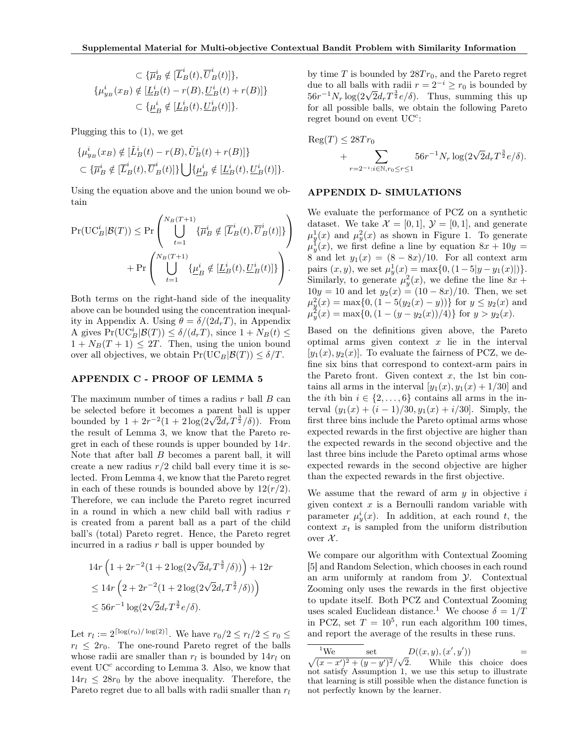$$\subset \{\overline{\mu}^i_B \notin [\overline{L}^i_B(t), \overline{U}^i_B(t)]\},$$

$$\{\mu^i_{y_B}(x_B) \notin [\underline{L}^i_B(t) - r(B), \underline{U}^i_B(t) + r(B)]\}$$
$$\subset \{\underline{\mu}^i_B \notin [\underline{L}^i_B(t), \underline{U}^i_B(t)]\}.$$

Plugging this to (1), we get

$$\{\mu^i_{y_B}(x_B) \notin [\tilde{L}^i_B(t) - r(B), \tilde{U}^i_B(t) + r(B)]\}$$
$$\subset \{\overline{\mu}^i_B \notin [\overline{L}^i_B(t), \overline{U}^i_B(t)]\} \bigcup \{\underline{\mu}^i_B \notin [\underline{L}^i_B(t), \underline{U}^i_B(t)]\}.$$

Using the equation above and the union bound we obtain

$$\Pr(\text{UC}^i_B|\mathcal{B}(T)) \leq \Pr\left(\bigcup_{t=1}^{N_B(T+1)} \{\overline{\mu}^i_B \notin [\overline{L}^i_B(t), \overline{U}^i_B(t)]\}\right)$$
$$+ \Pr\left(\bigcup_{t=1}^{N_B(T+1)} \{\underline{\mu}^i_B \notin [\underline{L}^i_B(t), \underline{U}^i_B(t)]\}\right).$$

Both terms on the right-hand side of the inequality above can be bounded using the concentration inequality in Appendix A. Using $\theta = \delta/(2d_rT)$, in Appendix A gives $\Pr(\text{UC}^i_B|\mathcal{B}(T)) \leq \delta/(d_rT)$, since $1 + N_B(t) \leq 1 + N_B(T+1) \leq 2T$. Then, using the union bound over all objectives, we obtain $\Pr(\text{UC}_B|\mathcal{B}(T)) \leq \delta/T$.

## APPENDIX C - PROOF OF LEMMA 5

The maximum number of times a radius $r$ ball $B$ can be selected before it becomes a parent ball is upper bounded by $1 + 2r^{-2}(1 + 2\log(2\sqrt{2}d_rT^{\frac{3}{2}}/\delta))$. From the result of Lemma 3, we know that the Pareto regret in each of these rounds is upper bounded by $14r$. Note that after ball $B$ becomes a parent ball, it will create a new radius $r/2$ child ball every time it is selected. From Lemma 4, we know that the Pareto regret in each of these rounds is bounded above by $12(r/2)$. Therefore, we can include the Pareto regret incurred in a round in which a new child ball with radius $r$ is created from a parent ball as a part of the child ball's (total) Pareto regret. Hence, the Pareto regret incurred in a radius $r$ ball is upper bounded by

$$14r\left(1 + 2r^{-2}(1 + 2\log(2\sqrt{2}d_rT^{\frac{3}{2}}/\delta))\right) + 12r$$
$$\leq 14r\left(2 + 2r^{-2}(1 + 2\log(2\sqrt{2}d_rT^{\frac{3}{2}}/\delta))\right)$$
$$\leq 56r^{-1}\log(2\sqrt{2}d_rT^{\frac{3}{2}}e/\delta).$$

Let $r_l := 2^{\lceil \log(r_0)/\log(2) \rceil}$. We have $r_0/2 \leq r_l/2 \leq r_0 \leq r_l \leq 2r_0$. The one-round Pareto regret of the balls whose radii are smaller than $r_l$ is bounded by $14r_l$ on event $\text{UC}^c$ according to Lemma 3. Also, we know that $14r_l \leq 28r_0$ by the above inequality. Therefore, the Pareto regret due to all balls with radii smaller than $r_l$ by time $T$ is bounded by $28Tr_0$, and the Pareto regret due to all balls with radii $r = 2^{-i} \geq r_0$ is bounded by $56r^{-1}N_r\log(2\sqrt{2}d_rT^{\frac{3}{2}}e/\delta)$. Thus, summing this up for all possible balls, we obtain the following Pareto regret bound on event $\text{UC}^c$:

$$\text{Reg}(T) \leq 28Tr_0$$
$$+ \sum_{r=2^{-i}:i\in\mathbb{N}, r_0\leq r\leq 1} 56r^{-1}N_r\log(2\sqrt{2}d_rT^{\frac{3}{2}}e/\delta).$$

## APPENDIX D- SIMULATIONS

We evaluate the performance of PCZ on a synthetic dataset. We take $\mathcal{X} = [0,1]$, $\mathcal{Y} = [0,1]$, and generate $\mu^1_y(x)$ and $\mu^2_y(x)$ as shown in Figure 1. To generate $\mu^1_y(x)$, we first define a line by equation $8x + 10y = 8$ and let $y_1(x) = (8 - 8x)/10$. For all context arm pairs $(x, y)$, we set $\mu^1_y(x) = \max\{0, (1 - 5|y - y_1(x)|)\}$. Similarly, to generate $\mu^2_y(x)$, we define the line $8x + 10y = 10$ and let $y_2(x) = (10 - 8x)/10$. Then, we set $\mu^2_y(x) = \max\{0, (1 - 5(y_2(x) - y))\}$ for $y \leq y_2(x)$ and $\mu^2_y(x) = \max\{0, (1 - (y - y_2(x))/4)\}$ for $y > y_2(x)$.

Based on the definitions given above, the Pareto optimal arms given context $x$ lie in the interval $[y_1(x), y_2(x)]$. To evaluate the fairness of PCZ, we define six bins that correspond to context-arm pairs in the Pareto front. Given context $x$, the 1st bin contains all arms in the interval $[y_1(x), y_1(x) + 1/30]$ and the $i$th bin $i \in \{2, \ldots, 6\}$ contains all arms in the interval $(y_1(x) + (i-1)/30, y_1(x) + i/30]$. Simply, the first three bins include the Pareto optimal arms whose expected rewards in the first objective are higher than the expected rewards in the second objective and the last three bins include the Pareto optimal arms whose expected rewards in the second objective are higher than the expected rewards in the first objective.

We assume that the reward of arm $y$ in objective $i$ given context $x$ is a Bernoulli random variable with parameter $\mu^i_y(x)$. In addition, at each round $t$, the context $x_t$ is sampled from the uniform distribution over $\mathcal{X}$.

We compare our algorithm with Contextual Zooming [5] and Random Selection, which chooses in each round an arm uniformly at random from $\mathcal{Y}$. Contextual Zooming only uses the rewards in the first objective to update itself. Both PCZ and Contextual Zooming uses scaled Euclidean distance.[1] We choose $\delta = 1/T$ in PCZ, set $T = 10^5$, run each algorithm 100 times, and report the average of the results in these runs.

[1] We set $D((x,y),(x',y')) = \sqrt{(x-x')^2 + (y-y')^2}/\sqrt{2}$. While this choice does not satisfy Assumption 1, we use this setup to illustrate that learning is still possible when the distance function is not perfectly known by the learner.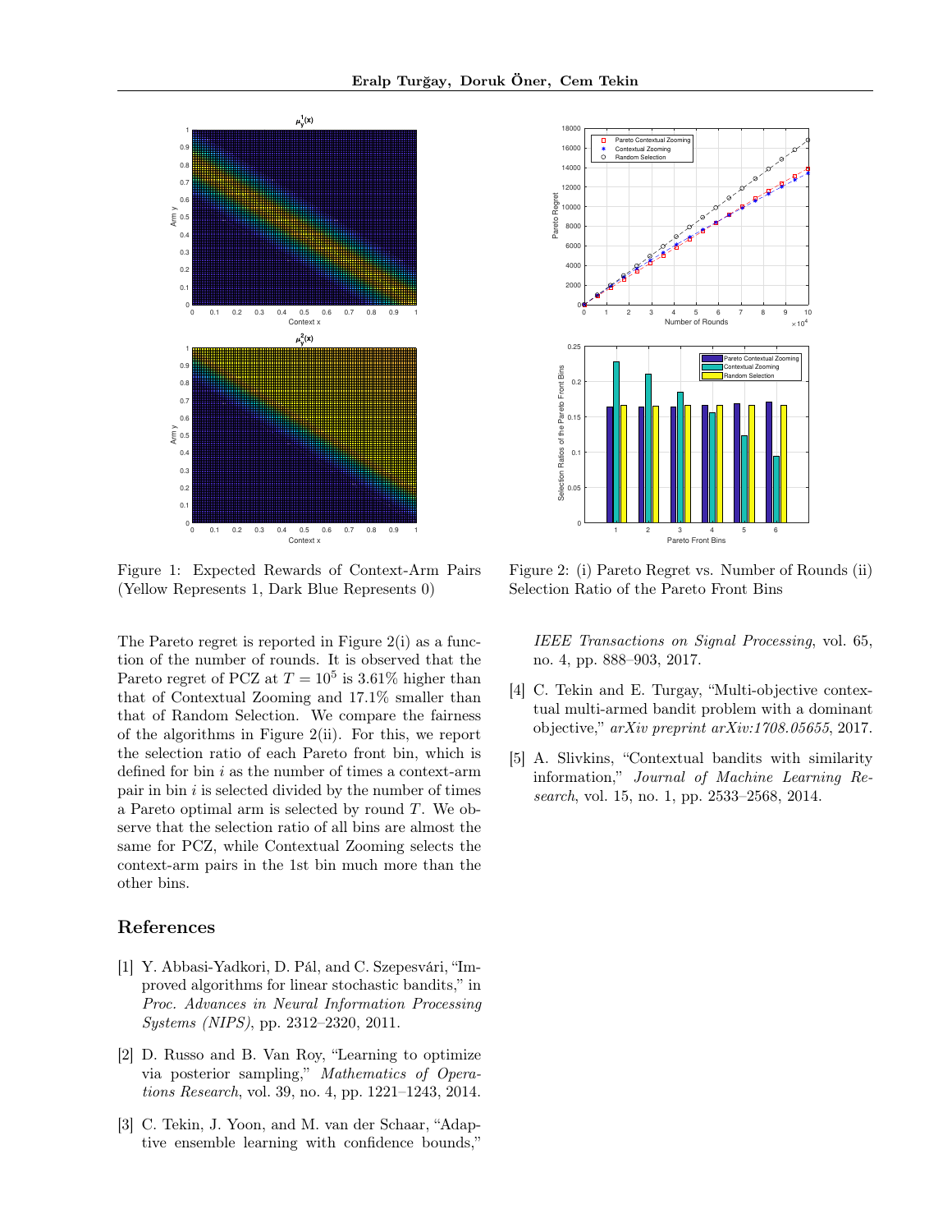$\mu_y^1(x)$

Arm y

Context x

$\mu_y^2(x)$

Arm y

Context x

Figure 1: Expected Rewards of Context-Arm Pairs (Yellow Represents 1, Dark Blue Represents 0)

Pareto Contextual Zooming
Contextual Zooming
Random Selection

Pareto Regret

Number of Rounds

$\times 10^4$

Pareto Contextual Zooming
Contextual Zooming
Random Selection

Selection Ratios of the Pareto Front Bins

Pareto Front Bins

Figure 2: (i) Pareto Regret vs. Number of Rounds (ii) Selection Ratio of the Pareto Front Bins

The Pareto regret is reported in Figure 2(i) as a function of the number of rounds. It is observed that the Pareto regret of PCZ at $T = 10^5$ is 3.61% higher than that of Contextual Zooming and 17.1% smaller than that of Random Selection. We compare the fairness of the algorithms in Figure 2(ii). For this, we report the selection ratio of each Pareto front bin, which is defined for bin $i$ as the number of times a context-arm pair in bin $i$ is selected divided by the number of times a Pareto optimal arm is selected by round $T$. We observe that the selection ratio of all bins are almost the same for PCZ, while Contextual Zooming selects the context-arm pairs in the 1st bin much more than the other bins.

## References

[1] Y. Abbasi-Yadkori, D. Pál, and C. Szepesvári, "Improved algorithms for linear stochastic bandits," in *Proc. Advances in Neural Information Processing Systems (NIPS)*, pp. 2312–2320, 2011.

[2] D. Russo and B. Van Roy, "Learning to optimize via posterior sampling," *Mathematics of Operations Research*, vol. 39, no. 4, pp. 1221–1243, 2014.

[3] C. Tekin, J. Yoon, and M. van der Schaar, "Adaptive ensemble learning with confidence bounds," *IEEE Transactions on Signal Processing*, vol. 65, no. 4, pp. 888–903, 2017.

[4] C. Tekin and E. Turgay, "Multi-objective contextual multi-armed bandit problem with a dominant objective," *arXiv preprint arXiv:1708.05655*, 2017.

[5] A. Slivkins, "Contextual bandits with similarity information," *Journal of Machine Learning Research*, vol. 15, no. 1, pp. 2533–2568, 2014.